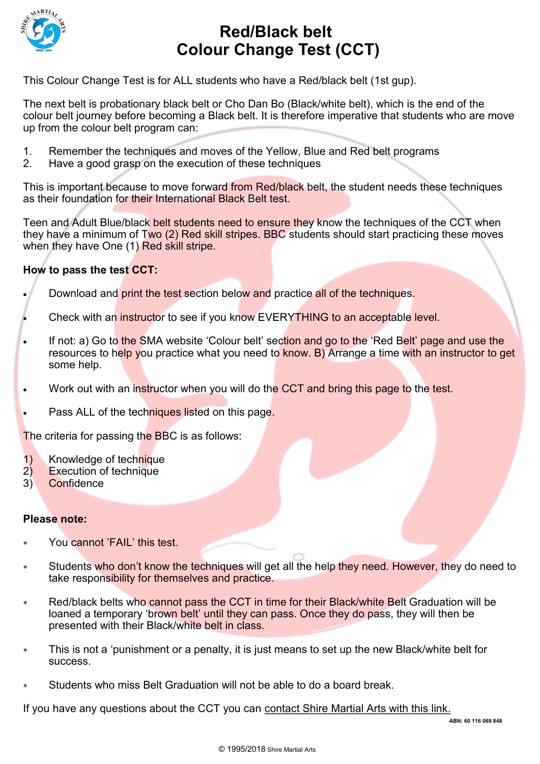# Red/Black belt
# Colour Change Test (CCT)

This Colour Change Test is for ALL students who have a Red/black belt (1st gup).

The next belt is probationary black belt or Cho Dan Bo (Black/white belt), which is the end of the colour belt journey before becoming a Black belt. It is therefore imperative that students who are move up from the colour belt program can:

1. Remember the techniques and moves of the Yellow, Blue and Red belt programs
2. Have a good grasp on the execution of these techniques

This is important because to move forward from Red/black belt, the student needs these techniques as their foundation for their International Black Belt test.

Teen and Adult Blue/black belt students need to ensure they know the techniques of the CCT when they have a minimum of Two (2) Red skill stripes. BBC students should start practicing these moves when they have One (1) Red skill stripe.

**How to pass the test CCT:**

- Download and print the test section below and practice all of the techniques.
- Check with an instructor to see if you know EVERYTHING to an acceptable level.
- If not: a) Go to the SMA website 'Colour belt' section and go to the 'Red Belt' page and use the resources to help you practice what you need to know. B) Arrange a time with an instructor to get some help.
- Work out with an instructor when you will do the CCT and bring this page to the test.
- Pass ALL of the techniques listed on this page.

The criteria for passing the BBC is as follows:

1) Knowledge of technique
2) Execution of technique
3) Confidence

**Please note:**

- You cannot 'FAIL' this test.
- Students who don't know the techniques will get all the help they need. However, they do need to take responsibility for themselves and practice.
- Red/black belts who cannot pass the CCT in time for their Black/white Belt Graduation will be loaned a temporary 'brown belt' until they can pass. Once they do pass, they will then be presented with their Black/white belt in class.
- This is not a 'punishment or a penalty, it is just means to set up the new Black/white belt for success.
- Students who miss Belt Graduation will not be able to do a board break.

If you have any questions about the CCT you can contact Shire Martial Arts with this link.

ABN: 60 116 069 848

© 1995/2018 Shire Martial Arts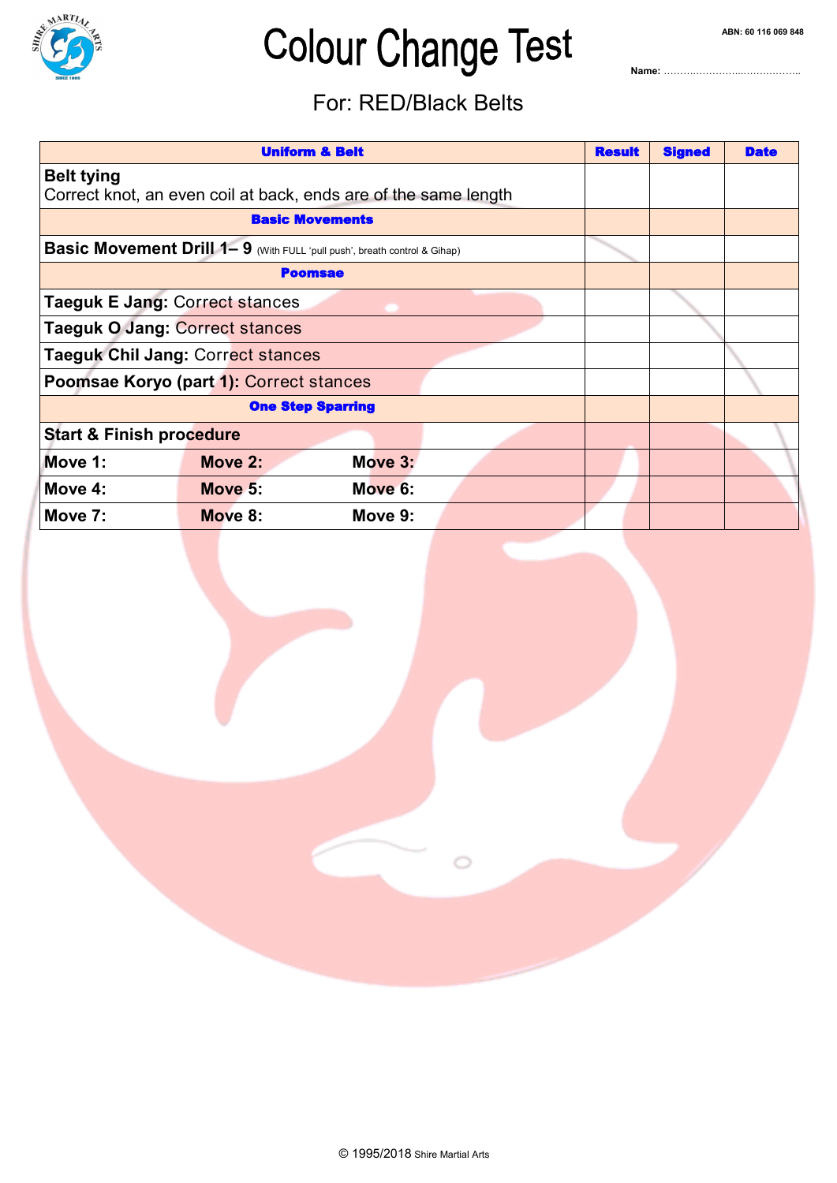ABN: 60 116 069 848

# Colour Change Test

Name: …………………………………………

## For: RED/Black Belts

| Uniform & Belt | | | Result | Signed | Date |
|---|---|---|---|---|---|
| **Belt tying**<br>Correct knot, an even coil at back, ends are of the same length | | | | | |
| **Basic Movements** | | | | | |
| **Basic Movement Drill 1– 9** (With FULL 'pull push', breath control & Gihap) | | | | | |
| **Poomsae** | | | | | |
| **Taeguk E Jang:** Correct stances | | | | | |
| **Taeguk O Jang:** Correct stances | | | | | |
| **Taeguk Chil Jang:** Correct stances | | | | | |
| **Poomsae Koryo (part 1):** Correct stances | | | | | |
| **One Step Sparring** | | | | | |
| **Start & Finish procedure** | | | | | |
| **Move 1:** | **Move 2:** | **Move 3:** | | | |
| **Move 4:** | **Move 5:** | **Move 6:** | | | |
| **Move 7:** | **Move 8:** | **Move 9:** | | | |

© 1995/2018 Shire Martial Arts